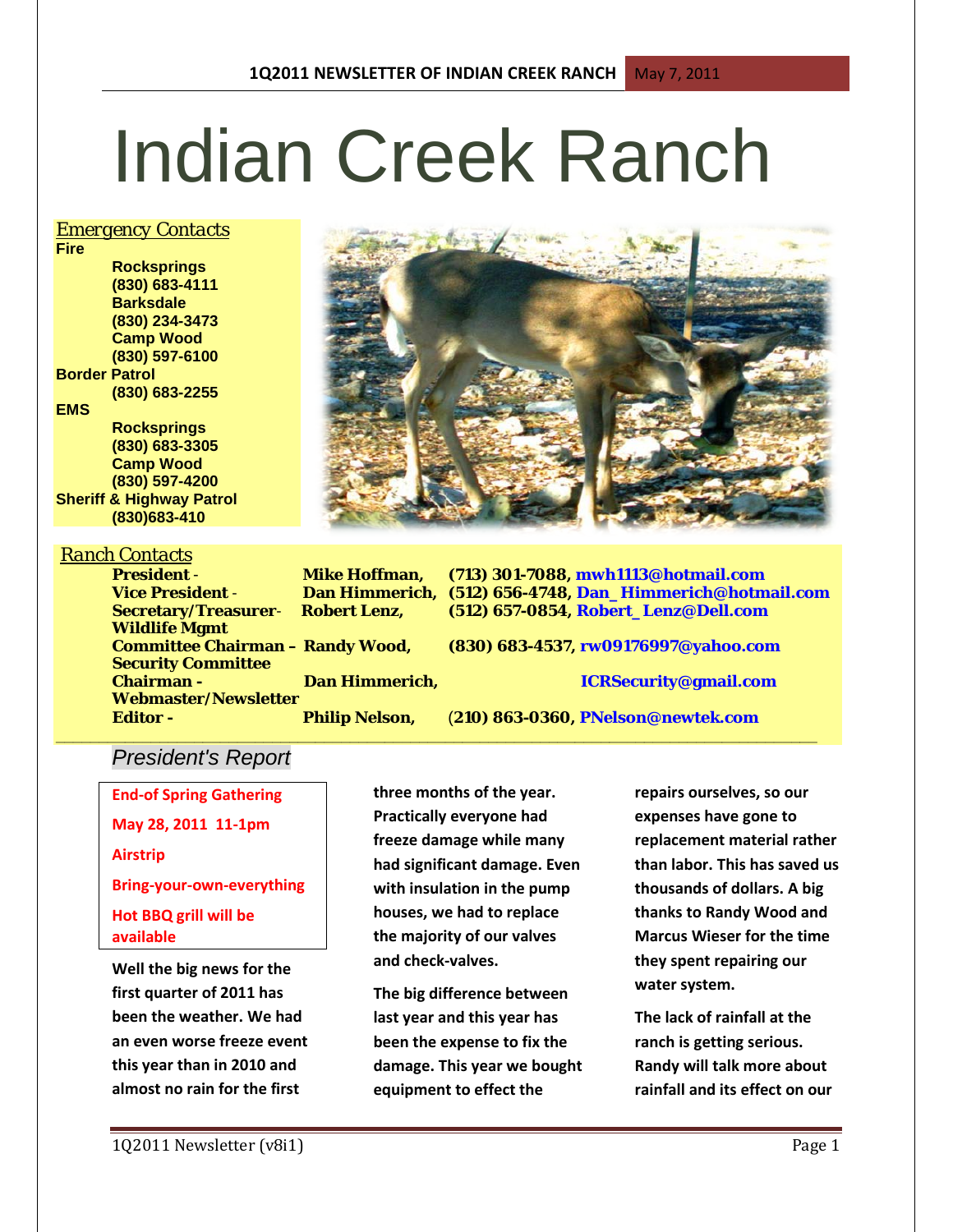# Indian Creek Ranch

## Emergency Contacts

**Fire**
- **Rocksprings (830) 683-4111**
- **Barksdale (830) 234-3473**
- **Camp Wood (830) 597-6100**

**Border Patrol**
- **(830) 683-2255**

**EMS**
- **Rocksprings (830) 683-3305**
- **Camp Wood (830) 597-4200**

**Sheriff & Highway Patrol**
- **(830)683-410**

## Ranch Contacts

| Role | Name | Contact |
|---|---|---|
| **President -** | **Mike Hoffman,** | **(713) 301-7088, mwh1113@hotmail.com** |
| **Vice President -** | **Dan Himmerich,** | **(512) 656-4748, Dan_Himmerich@hotmail.com** |
| **Secretary/Treasurer-** | **Robert Lenz,** | **(512) 657-0854, Robert_Lenz@Dell.com** |
| **Wildlife Mgmt Committee Chairman –** | **Randy Wood,** | **(830) 683-4537, rw09176997@yahoo.com** |
| **Security Committee Chairman -** | **Dan Himmerich,** | **ICRSecurity@gmail.com** |
| **Webmaster/Newsletter Editor -** | **Philip Nelson,** | **(210) 863-0360, PNelson@newtek.com** |

## *President's Report*

**End-of Spring Gathering**

**May 28, 2011 11-1pm**

**Airstrip**

**Bring-your-own-everything**

**Hot BBQ grill will be available**

**Well the big news for the first quarter of 2011 has been the weather. We had an even worse freeze event this year than in 2010 and almost no rain for the first three months of the year. Practically everyone had freeze damage while many had significant damage. Even with insulation in the pump houses, we had to replace the majority of our valves and check-valves.**

**The big difference between last year and this year has been the expense to fix the damage. This year we bought equipment to effect the repairs ourselves, so our expenses have gone to replacement material rather than labor. This has saved us thousands of dollars. A big thanks to Randy Wood and Marcus Wieser for the time they spent repairing our water system.**

**The lack of rainfall at the ranch is getting serious. Randy will talk more about rainfall and its effect on our**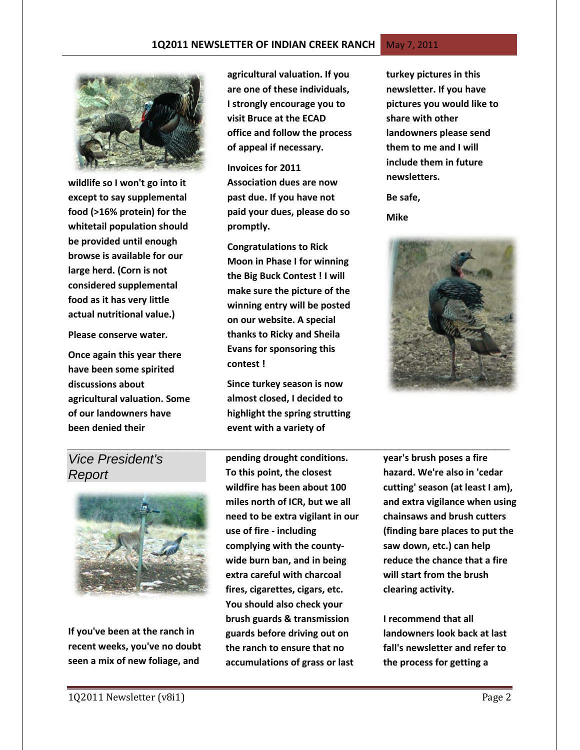wildlife so I won't go into it except to say supplemental food (>16% protein) for the whitetail population should be provided until enough browse is available for our large herd. (Corn is not considered supplemental food as it has very little actual nutritional value.)

Please conserve water.

Once again this year there have been some spirited discussions about agricultural valuation. Some of our landowners have been denied their agricultural valuation. If you are one of these individuals, I strongly encourage you to visit Bruce at the ECAD office and follow the process of appeal if necessary.

Invoices for 2011 Association dues are now past due. If you have not paid your dues, please do so promptly.

Congratulations to Rick Moon in Phase I for winning the Big Buck Contest ! I will make sure the picture of the winning entry will be posted on our website. A special thanks to Ricky and Sheila Evans for sponsoring this contest !

Since turkey season is now almost closed, I decided to highlight the spring strutting event with a variety of turkey pictures in this newsletter. If you have pictures you would like to share with other landowners please send them to me and I will include them in future newsletters.

Be safe,

Mike

## *Vice President's Report*

If you've been at the ranch in recent weeks, you've no doubt seen a mix of new foliage, and pending drought conditions. To this point, the closest wildfire has been about 100 miles north of ICR, but we all need to be extra vigilant in our use of fire - including complying with the county-wide burn ban, and in being extra careful with charcoal fires, cigarettes, cigars, etc. You should also check your brush guards & transmission guards before driving out on the ranch to ensure that no accumulations of grass or last year's brush poses a fire hazard. We're also in 'cedar cutting' season (at least I am), and extra vigilance when using chainsaws and brush cutters (finding bare places to put the saw down, etc.) can help reduce the chance that a fire will start from the brush clearing activity.

I recommend that all landowners look back at last fall's newsletter and refer to the process for getting a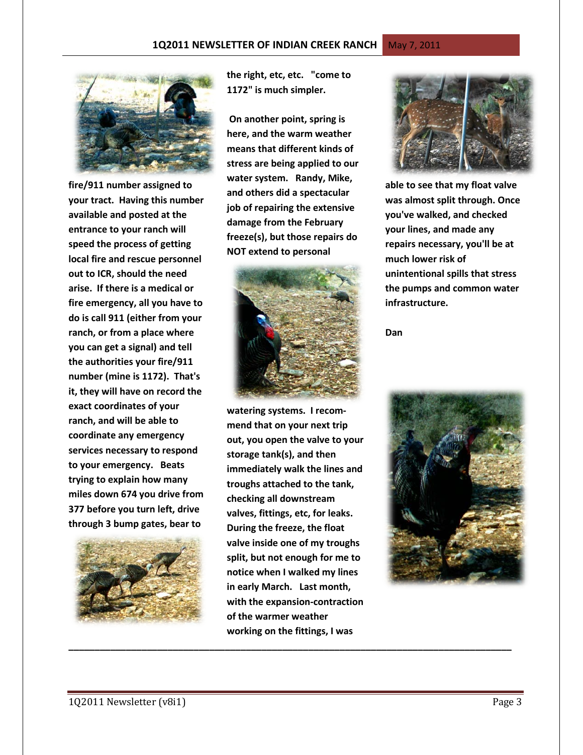fire/911 number assigned to your tract. Having this number available and posted at the entrance to your ranch will speed the process of getting local fire and rescue personnel out to ICR, should the need arise. If there is a medical or fire emergency, all you have to do is call 911 (either from your ranch, or from a place where you can get a signal) and tell the authorities your fire/911 number (mine is 1172). That's it, they will have on record the exact coordinates of your ranch, and will be able to coordinate any emergency services necessary to respond to your emergency. Beats trying to explain how many miles down 674 you drive from 377 before you turn left, drive through 3 bump gates, bear to the right, etc, etc. "come to 1172" is much simpler.

On another point, spring is here, and the warm weather means that different kinds of stress are being applied to our water system. Randy, Mike, and others did a spectacular job of repairing the extensive damage from the February freeze(s), but those repairs do NOT extend to personal watering systems. I recommend that on your next trip out, you open the valve to your storage tank(s), and then immediately walk the lines and troughs attached to the tank, checking all downstream valves, fittings, etc, for leaks. During the freeze, the float valve inside one of my troughs split, but not enough for me to notice when I walked my lines in early March. Last month, with the expansion-contraction of the warmer weather working on the fittings, I was able to see that my float valve was almost split through. Once you've walked, and checked your lines, and made any repairs necessary, you'll be at much lower risk of unintentional spills that stress the pumps and common water infrastructure.

Dan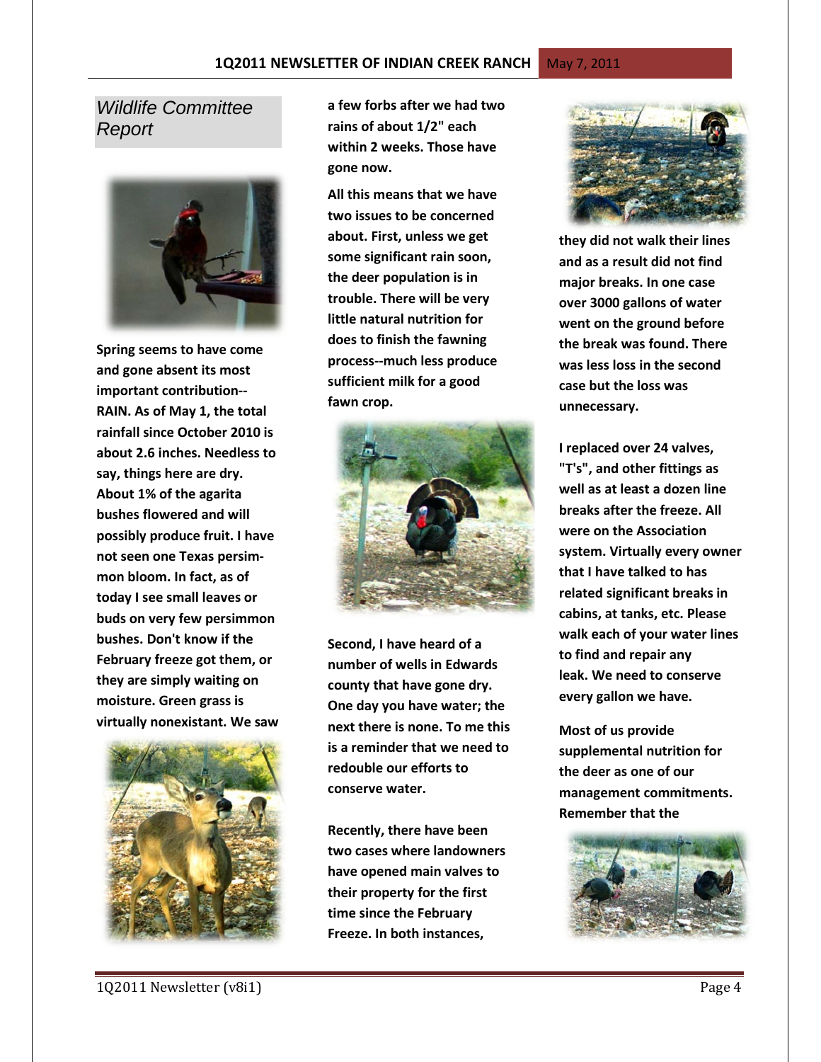## Wildlife Committee Report

**Spring seems to have come and gone absent its most important contribution--RAIN. As of May 1, the total rainfall since October 2010 is about 2.6 inches. Needless to say, things here are dry. About 1% of the agarita bushes flowered and will possibly produce fruit. I have not seen one Texas persimmon bloom. In fact, as of today I see small leaves or buds on very few persimmon bushes. Don't know if the February freeze got them, or they are simply waiting on moisture. Green grass is virtually nonexistant. We saw a few forbs after we had two rains of about 1/2" each within 2 weeks. Those have gone now.**

**All this means that we have two issues to be concerned about. First, unless we get some significant rain soon, the deer population is in trouble. There will be very little natural nutrition for does to finish the fawning process--much less produce sufficient milk for a good fawn crop.**

**Second, I have heard of a number of wells in Edwards county that have gone dry. One day you have water; the next there is none. To me this is a reminder that we need to redouble our efforts to conserve water.**

**Recently, there have been two cases where landowners have opened main valves to their property for the first time since the February Freeze. In both instances, they did not walk their lines and as a result did not find major breaks. In one case over 3000 gallons of water went on the ground before the break was found. There was less loss in the second case but the loss was unnecessary.**

**I replaced over 24 valves, "T's", and other fittings as well as at least a dozen line breaks after the freeze. All were on the Association system. Virtually every owner that I have talked to has related significant breaks in cabins, at tanks, etc. Please walk each of your water lines to find and repair any leak. We need to conserve every gallon we have.**

**Most of us provide supplemental nutrition for the deer as one of our management commitments. Remember that the**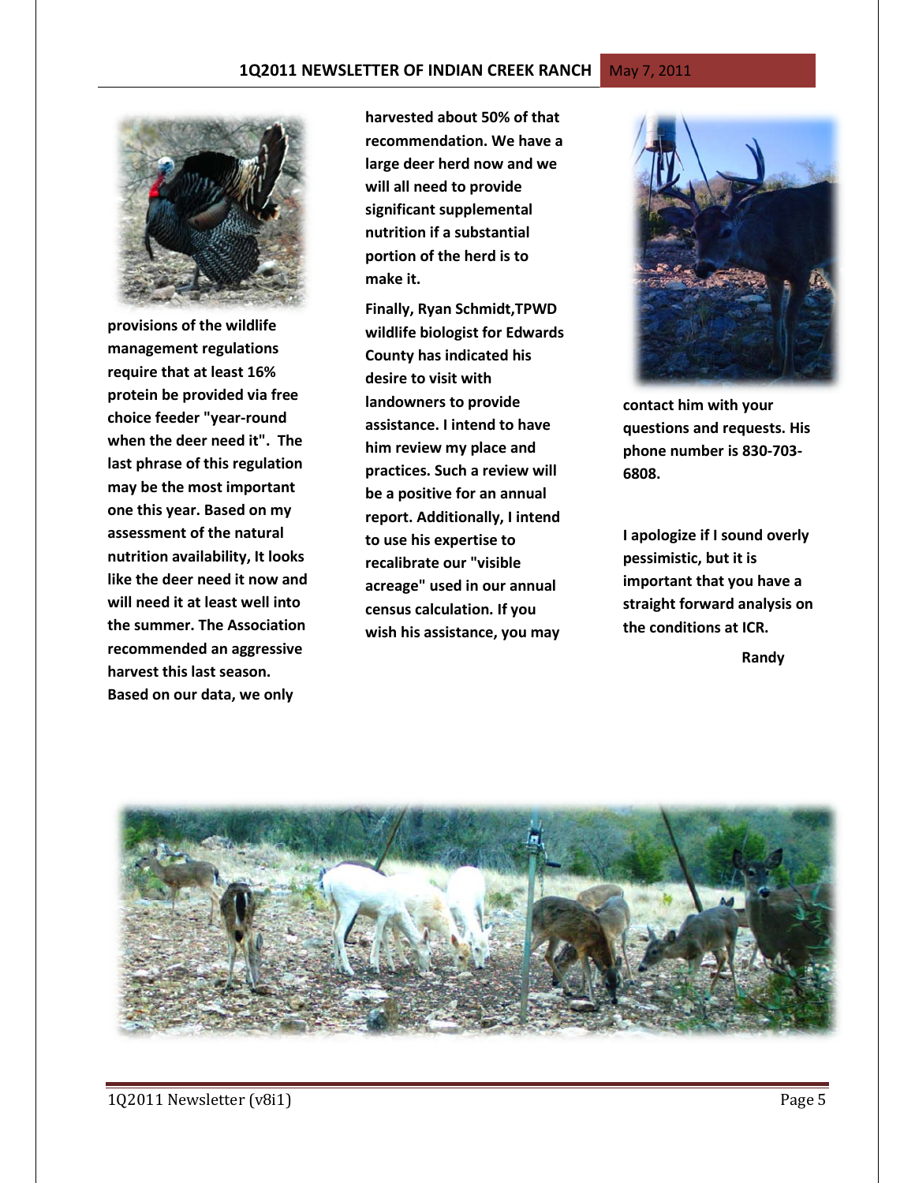provisions of the wildlife management regulations require that at least 16% protein be provided via free choice feeder "year-round when the deer need it". The last phrase of this regulation may be the most important one this year. Based on my assessment of the natural nutrition availability, It looks like the deer need it now and will need it at least well into the summer. The Association recommended an aggressive harvest this last season. Based on our data, we only harvested about 50% of that recommendation. We have a large deer herd now and we will all need to provide significant supplemental nutrition if a substantial portion of the herd is to make it.

Finally, Ryan Schmidt,TPWD wildlife biologist for Edwards County has indicated his desire to visit with landowners to provide assistance. I intend to have him review my place and practices. Such a review will be a positive for an annual report. Additionally, I intend to use his expertise to recalibrate our "visible acreage" used in our annual census calculation. If you wish his assistance, you may contact him with your questions and requests. His phone number is 830-703-6808.

I apologize if I sound overly pessimistic, but it is important that you have a straight forward analysis on the conditions at ICR.

Randy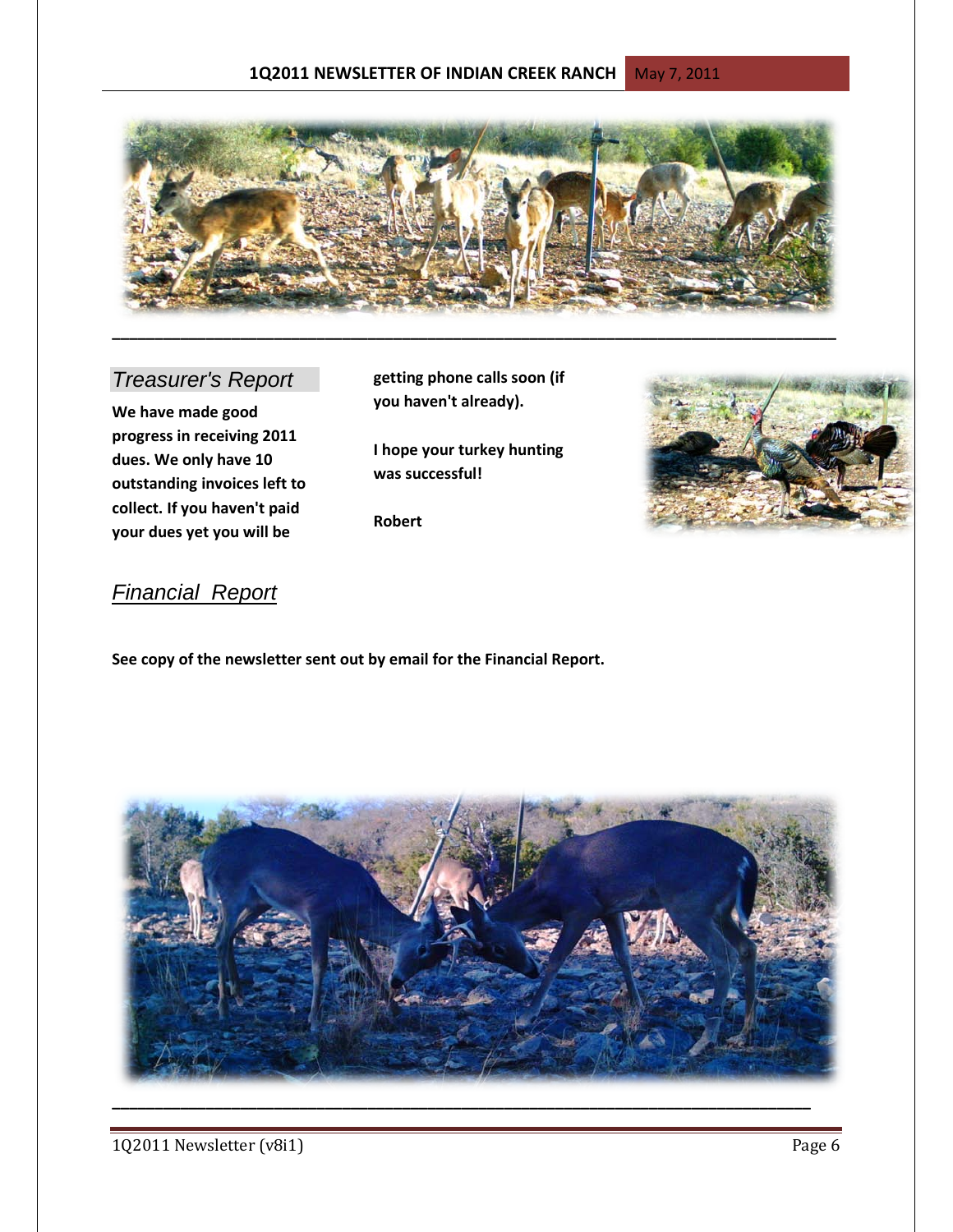## Treasurer's Report

**We have made good progress in receiving 2011 dues. We only have 10 outstanding invoices left to collect. If you haven't paid your dues yet you will be getting phone calls soon (if you haven't already).**

**I hope your turkey hunting was successful!**

**Robert**

## Financial Report

**See copy of the newsletter sent out by email for the Financial Report.**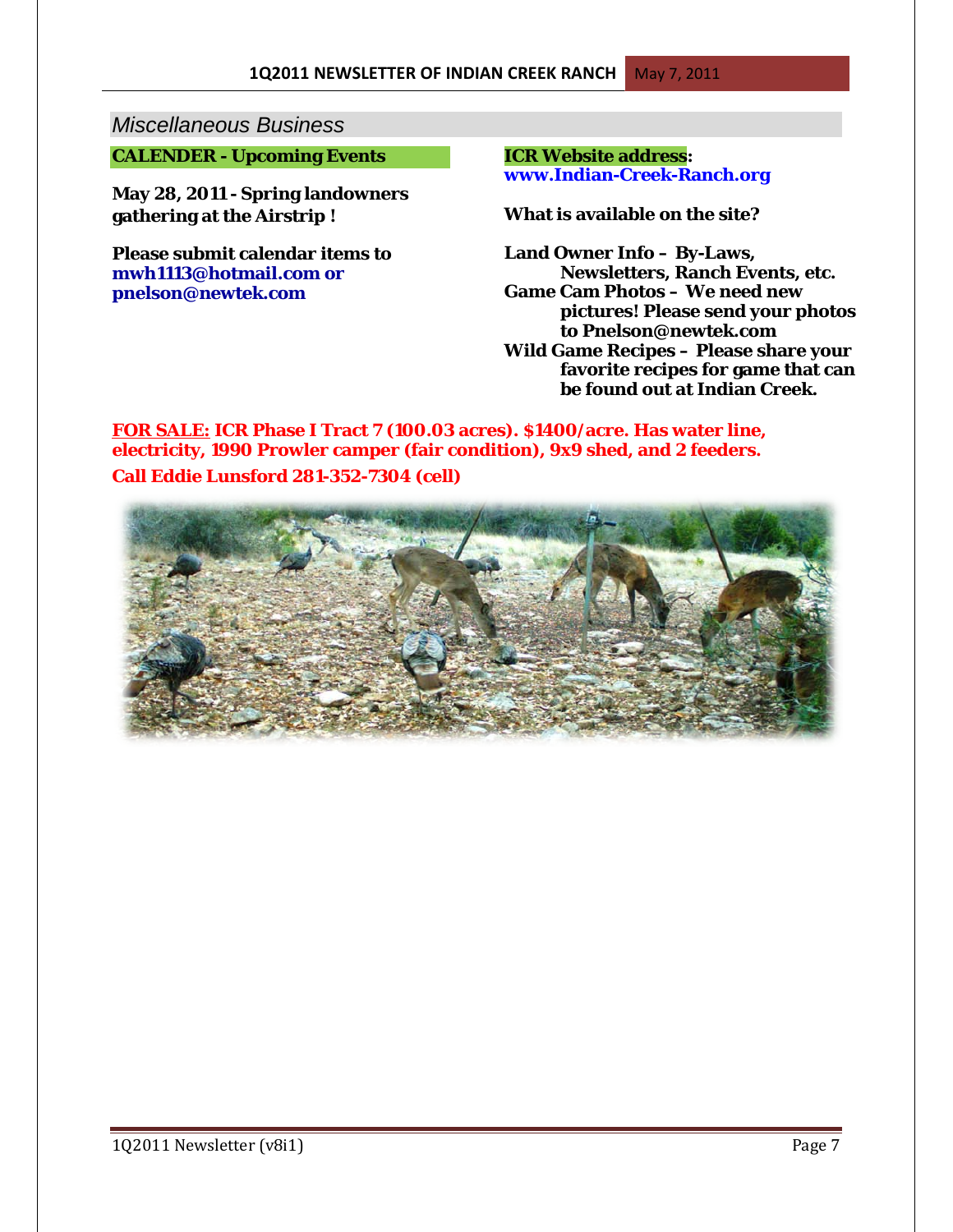## *Miscellaneous Business*

**CALENDER - Upcoming Events**

**May 28, 2011 - Spring landowners gathering at the Airstrip !**

**Please submit calendar items to mwh1113@hotmail.com or pnelson@newtek.com**

**ICR Website address: www.Indian-Creek-Ranch.org**

**What is available on the site?**

**Land Owner Info – By-Laws, Newsletters, Ranch Events, etc.**
**Game Cam Photos – We need new pictures! Please send your photos to Pnelson@newtek.com**
**Wild Game Recipes – Please share your favorite recipes for game that can be found out at Indian Creek.**

**FOR SALE: ICR Phase I Tract 7 (100.03 acres). $1400/acre. Has water line, electricity, 1990 Prowler camper (fair condition), 9x9 shed, and 2 feeders.**
**Call Eddie Lunsford 281-352-7304 (cell)**